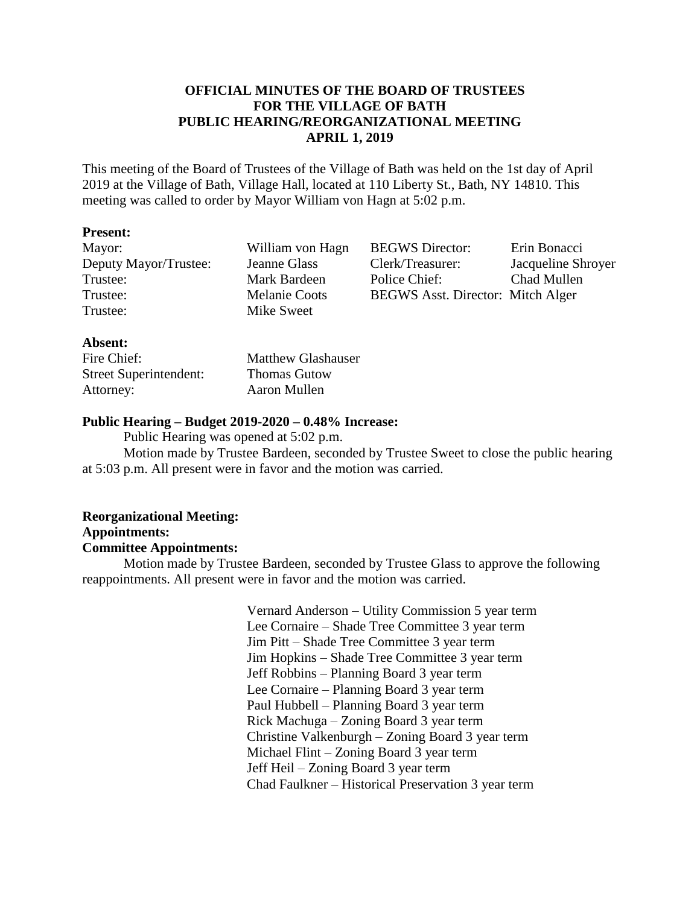# OFFICIAL MINUTES OF THE BOARD OF TRUSTEES FOR THE VILLAGE OF BATH PUBLIC HEARING/REORGANIZATIONAL MEETING APRIL 1, 2019

This meeting of the Board of Trustees of the Village of Bath was held on the 1st day of April 2019 at the Village of Bath, Village Hall, located at 110 Liberty St., Bath, NY 14810. This meeting was called to order by Mayor William von Hagn at 5:02 p.m.

**Present:**

| | | | |
|---|---|---|---|
| Mayor: | William von Hagn | BEGWS Director: | Erin Bonacci |
| Deputy Mayor/Trustee: | Jeanne Glass | Clerk/Treasurer: | Jacqueline Shroyer |
| Trustee: | Mark Bardeen | Police Chief: | Chad Mullen |
| Trustee: | Melanie Coots | BEGWS Asst. Director: | Mitch Alger |
| Trustee: | Mike Sweet | | |

**Absent:**

| | |
|---|---|
| Fire Chief: | Matthew Glashauser |
| Street Superintendent: | Thomas Gutow |
| Attorney: | Aaron Mullen |

**Public Hearing – Budget 2019-2020 – 0.48% Increase:**

Public Hearing was opened at 5:02 p.m.

Motion made by Trustee Bardeen, seconded by Trustee Sweet to close the public hearing at 5:03 p.m. All present were in favor and the motion was carried.

**Reorganizational Meeting:**

**Appointments:**

**Committee Appointments:**

Motion made by Trustee Bardeen, seconded by Trustee Glass to approve the following reappointments. All present were in favor and the motion was carried.

Vernard Anderson – Utility Commission 5 year term
Lee Cornaire – Shade Tree Committee 3 year term
Jim Pitt – Shade Tree Committee 3 year term
Jim Hopkins – Shade Tree Committee 3 year term
Jeff Robbins – Planning Board 3 year term
Lee Cornaire – Planning Board 3 year term
Paul Hubbell – Planning Board 3 year term
Rick Machuga – Zoning Board 3 year term
Christine Valkenburgh – Zoning Board 3 year term
Michael Flint – Zoning Board 3 year term
Jeff Heil – Zoning Board 3 year term
Chad Faulkner – Historical Preservation 3 year term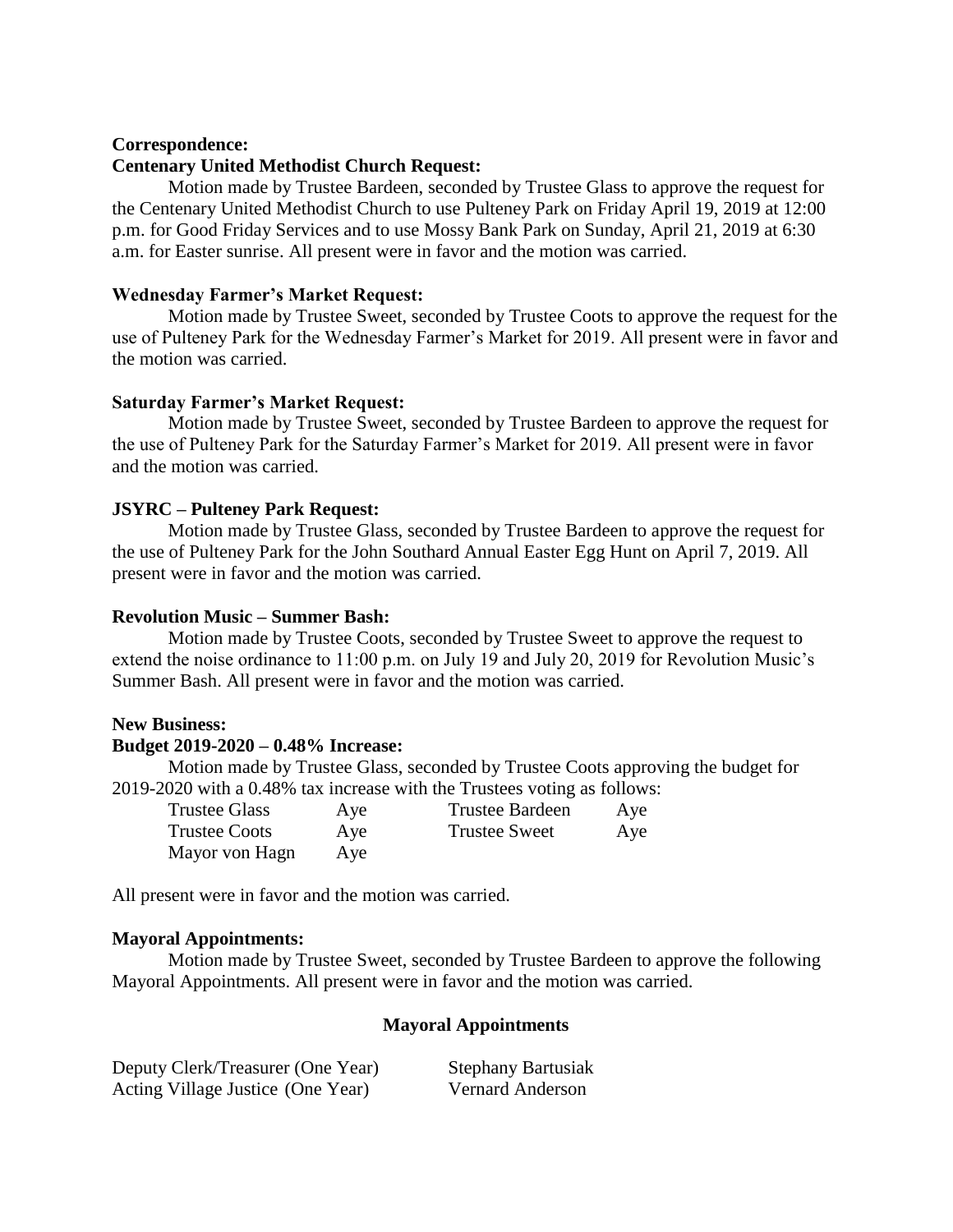**Correspondence:**

**Centenary United Methodist Church Request:**

Motion made by Trustee Bardeen, seconded by Trustee Glass to approve the request for the Centenary United Methodist Church to use Pulteney Park on Friday April 19, 2019 at 12:00 p.m. for Good Friday Services and to use Mossy Bank Park on Sunday, April 21, 2019 at 6:30 a.m. for Easter sunrise. All present were in favor and the motion was carried.

**Wednesday Farmer's Market Request:**

Motion made by Trustee Sweet, seconded by Trustee Coots to approve the request for the use of Pulteney Park for the Wednesday Farmer's Market for 2019. All present were in favor and the motion was carried.

**Saturday Farmer's Market Request:**

Motion made by Trustee Sweet, seconded by Trustee Bardeen to approve the request for the use of Pulteney Park for the Saturday Farmer's Market for 2019. All present were in favor and the motion was carried.

**JSYRC – Pulteney Park Request:**

Motion made by Trustee Glass, seconded by Trustee Bardeen to approve the request for the use of Pulteney Park for the John Southard Annual Easter Egg Hunt on April 7, 2019. All present were in favor and the motion was carried.

**Revolution Music – Summer Bash:**

Motion made by Trustee Coots, seconded by Trustee Sweet to approve the request to extend the noise ordinance to 11:00 p.m. on July 19 and July 20, 2019 for Revolution Music's Summer Bash. All present were in favor and the motion was carried.

**New Business:**

**Budget 2019-2020 – 0.48% Increase:**

Motion made by Trustee Glass, seconded by Trustee Coots approving the budget for 2019-2020 with a 0.48% tax increase with the Trustees voting as follows:

| | | | |
|---|---|---|---|
| Trustee Glass | Aye | Trustee Bardeen | Aye |
| Trustee Coots | Aye | Trustee Sweet | Aye |
| Mayor von Hagn | Aye | | |

All present were in favor and the motion was carried.

**Mayoral Appointments:**

Motion made by Trustee Sweet, seconded by Trustee Bardeen to approve the following Mayoral Appointments. All present were in favor and the motion was carried.

**Mayoral Appointments**

| | |
|---|---|
| Deputy Clerk/Treasurer (One Year) | Stephany Bartusiak |
| Acting Village Justice (One Year) | Vernard Anderson |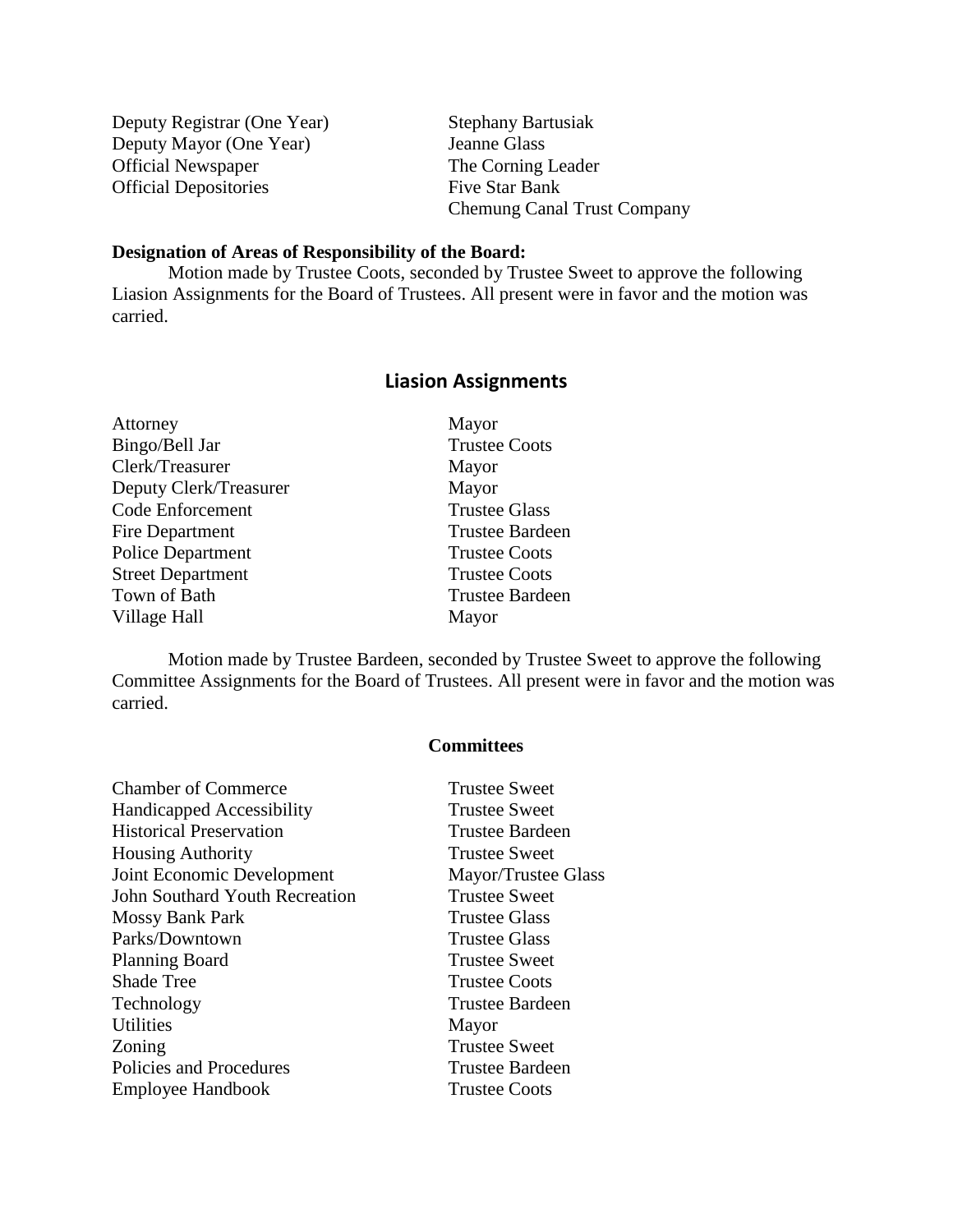| | |
|---|---|
| Deputy Registrar (One Year) | Stephany Bartusiak |
| Deputy Mayor (One Year) | Jeanne Glass |
| Official Newspaper | The Corning Leader |
| Official Depositories | Five Star Bank<br>Chemung Canal Trust Company |

**Designation of Areas of Responsibility of the Board:**

Motion made by Trustee Coots, seconded by Trustee Sweet to approve the following Liasion Assignments for the Board of Trustees. All present were in favor and the motion was carried.

## Liasion Assignments

| | |
|---|---|
| Attorney | Mayor |
| Bingo/Bell Jar | Trustee Coots |
| Clerk/Treasurer | Mayor |
| Deputy Clerk/Treasurer | Mayor |
| Code Enforcement | Trustee Glass |
| Fire Department | Trustee Bardeen |
| Police Department | Trustee Coots |
| Street Department | Trustee Coots |
| Town of Bath | Trustee Bardeen |
| Village Hall | Mayor |

Motion made by Trustee Bardeen, seconded by Trustee Sweet to approve the following Committee Assignments for the Board of Trustees. All present were in favor and the motion was carried.

### Committees

| | |
|---|---|
| Chamber of Commerce | Trustee Sweet |
| Handicapped Accessibility | Trustee Sweet |
| Historical Preservation | Trustee Bardeen |
| Housing Authority | Trustee Sweet |
| Joint Economic Development | Mayor/Trustee Glass |
| John Southard Youth Recreation | Trustee Sweet |
| Mossy Bank Park | Trustee Glass |
| Parks/Downtown | Trustee Glass |
| Planning Board | Trustee Sweet |
| Shade Tree | Trustee Coots |
| Technology | Trustee Bardeen |
| Utilities | Mayor |
| Zoning | Trustee Sweet |
| Policies and Procedures | Trustee Bardeen |
| Employee Handbook | Trustee Coots |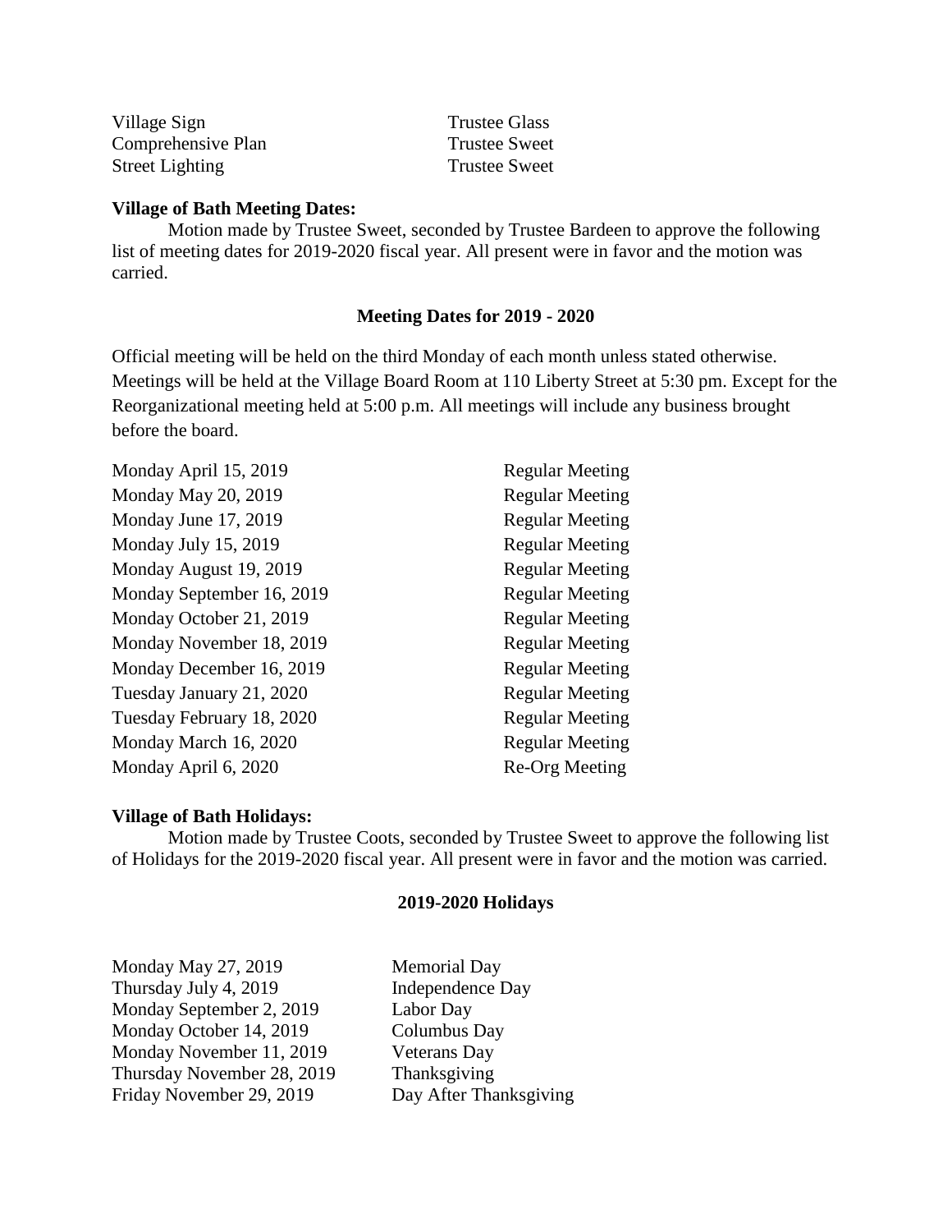| | |
|---|---|
| Village Sign | Trustee Glass |
| Comprehensive Plan | Trustee Sweet |
| Street Lighting | Trustee Sweet |

**Village of Bath Meeting Dates:**

Motion made by Trustee Sweet, seconded by Trustee Bardeen to approve the following list of meeting dates for 2019-2020 fiscal year. All present were in favor and the motion was carried.

**Meeting Dates for 2019 - 2020**

Official meeting will be held on the third Monday of each month unless stated otherwise. Meetings will be held at the Village Board Room at 110 Liberty Street at 5:30 pm. Except for the Reorganizational meeting held at 5:00 p.m. All meetings will include any business brought before the board.

| | |
|---|---|
| Monday April 15, 2019 | Regular Meeting |
| Monday May 20, 2019 | Regular Meeting |
| Monday June 17, 2019 | Regular Meeting |
| Monday July 15, 2019 | Regular Meeting |
| Monday August 19, 2019 | Regular Meeting |
| Monday September 16, 2019 | Regular Meeting |
| Monday October 21, 2019 | Regular Meeting |
| Monday November 18, 2019 | Regular Meeting |
| Monday December 16, 2019 | Regular Meeting |
| Tuesday January 21, 2020 | Regular Meeting |
| Tuesday February 18, 2020 | Regular Meeting |
| Monday March 16, 2020 | Regular Meeting |
| Monday April 6, 2020 | Re-Org Meeting |

**Village of Bath Holidays:**

Motion made by Trustee Coots, seconded by Trustee Sweet to approve the following list of Holidays for the 2019-2020 fiscal year. All present were in favor and the motion was carried.

**2019-2020 Holidays**

| | |
|---|---|
| Monday May 27, 2019 | Memorial Day |
| Thursday July 4, 2019 | Independence Day |
| Monday September 2, 2019 | Labor Day |
| Monday October 14, 2019 | Columbus Day |
| Monday November 11, 2019 | Veterans Day |
| Thursday November 28, 2019 | Thanksgiving |
| Friday November 29, 2019 | Day After Thanksgiving |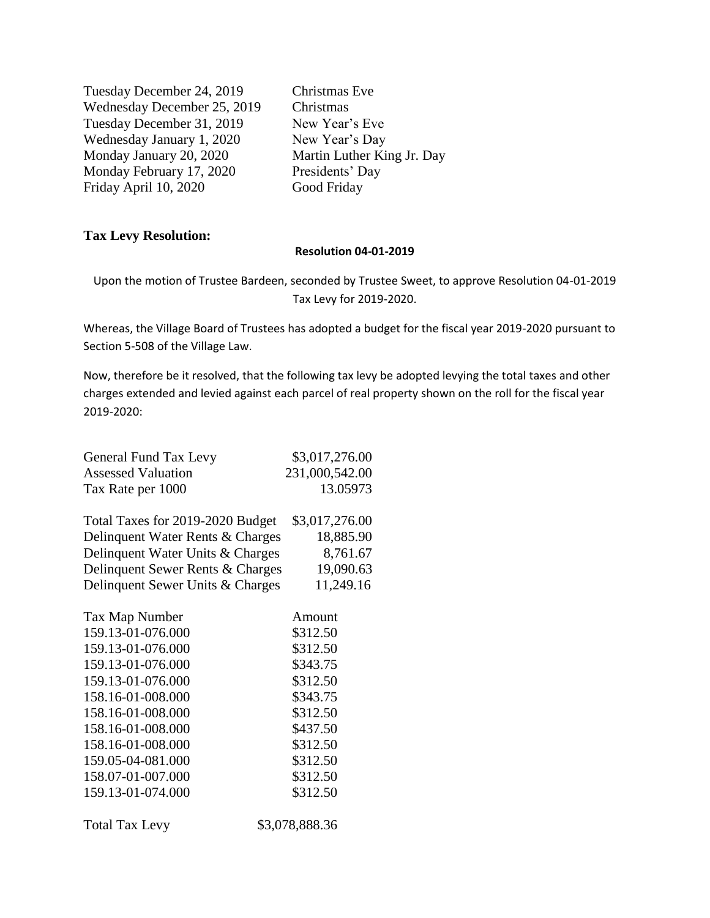| | |
|---|---|
| Tuesday December 24, 2019 | Christmas Eve |
| Wednesday December 25, 2019 | Christmas |
| Tuesday December 31, 2019 | New Year's Eve |
| Wednesday January 1, 2020 | New Year's Day |
| Monday January 20, 2020 | Martin Luther King Jr. Day |
| Monday February 17, 2020 | Presidents' Day |
| Friday April 10, 2020 | Good Friday |

### Tax Levy Resolution:

**Resolution 04-01-2019**

Upon the motion of Trustee Bardeen, seconded by Trustee Sweet, to approve Resolution 04-01-2019 Tax Levy for 2019-2020.

Whereas, the Village Board of Trustees has adopted a budget for the fiscal year 2019-2020 pursuant to Section 5-508 of the Village Law.

Now, therefore be it resolved, that the following tax levy be adopted levying the total taxes and other charges extended and levied against each parcel of real property shown on the roll for the fiscal year 2019-2020:

| | |
|---|---|
| General Fund Tax Levy | $3,017,276.00 |
| Assessed Valuation | 231,000,542.00 |
| Tax Rate per 1000 | 13.05973 |

| | |
|---|---|
| Total Taxes for 2019-2020 Budget | $3,017,276.00 |
| Delinquent Water Rents & Charges | 18,885.90 |
| Delinquent Water Units & Charges | 8,761.67 |
| Delinquent Sewer Rents & Charges | 19,090.63 |
| Delinquent Sewer Units & Charges | 11,249.16 |

| Tax Map Number | Amount |
|---|---|
| 159.13-01-076.000 | $312.50 |
| 159.13-01-076.000 | $312.50 |
| 159.13-01-076.000 | $343.75 |
| 159.13-01-076.000 | $312.50 |
| 158.16-01-008.000 | $343.75 |
| 158.16-01-008.000 | $312.50 |
| 158.16-01-008.000 | $437.50 |
| 158.16-01-008.000 | $312.50 |
| 159.05-04-081.000 | $312.50 |
| 158.07-01-007.000 | $312.50 |
| 159.13-01-074.000 | $312.50 |

| | |
|---|---|
| Total Tax Levy | $3,078,888.36 |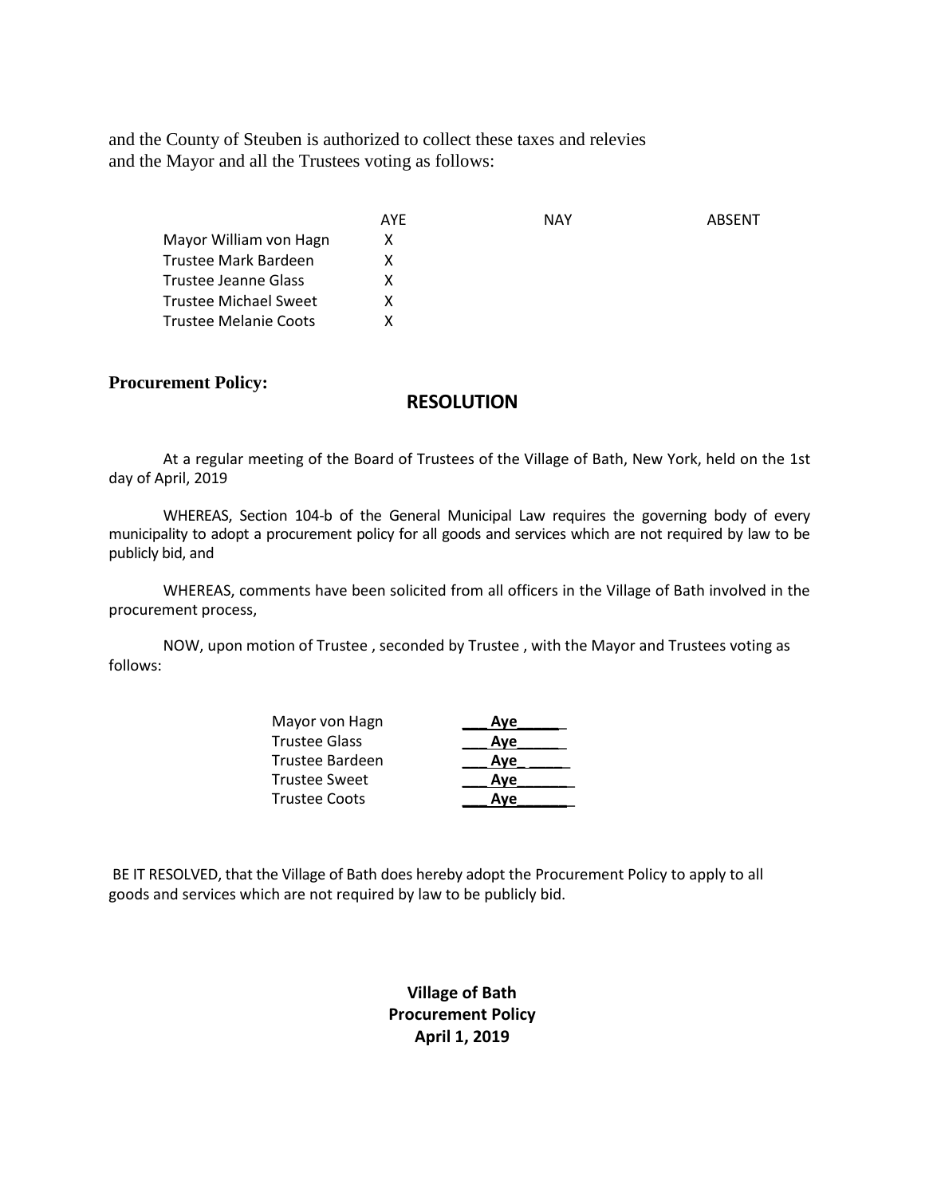and the County of Steuben is authorized to collect these taxes and relevies and the Mayor and all the Trustees voting as follows:

| | AYE | NAY | ABSENT |
|---|---|---|---|
| Mayor William von Hagn | X | | |
| Trustee Mark Bardeen | X | | |
| Trustee Jeanne Glass | X | | |
| Trustee Michael Sweet | X | | |
| Trustee Melanie Coots | X | | |

**Procurement Policy:**

## RESOLUTION

At a regular meeting of the Board of Trustees of the Village of Bath, New York, held on the 1st day of April, 2019

WHEREAS, Section 104-b of the General Municipal Law requires the governing body of every municipality to adopt a procurement policy for all goods and services which are not required by law to be publicly bid, and

WHEREAS, comments have been solicited from all officers in the Village of Bath involved in the procurement process,

NOW, upon motion of Trustee , seconded by Trustee , with the Mayor and Trustees voting as follows:

| | |
|---|---|
| Mayor von Hagn | Aye |
| Trustee Glass | Aye |
| Trustee Bardeen | Aye |
| Trustee Sweet | Aye |
| Trustee Coots | Aye |

BE IT RESOLVED, that the Village of Bath does hereby adopt the Procurement Policy to apply to all goods and services which are not required by law to be publicly bid.

**Village of Bath**
**Procurement Policy**
**April 1, 2019**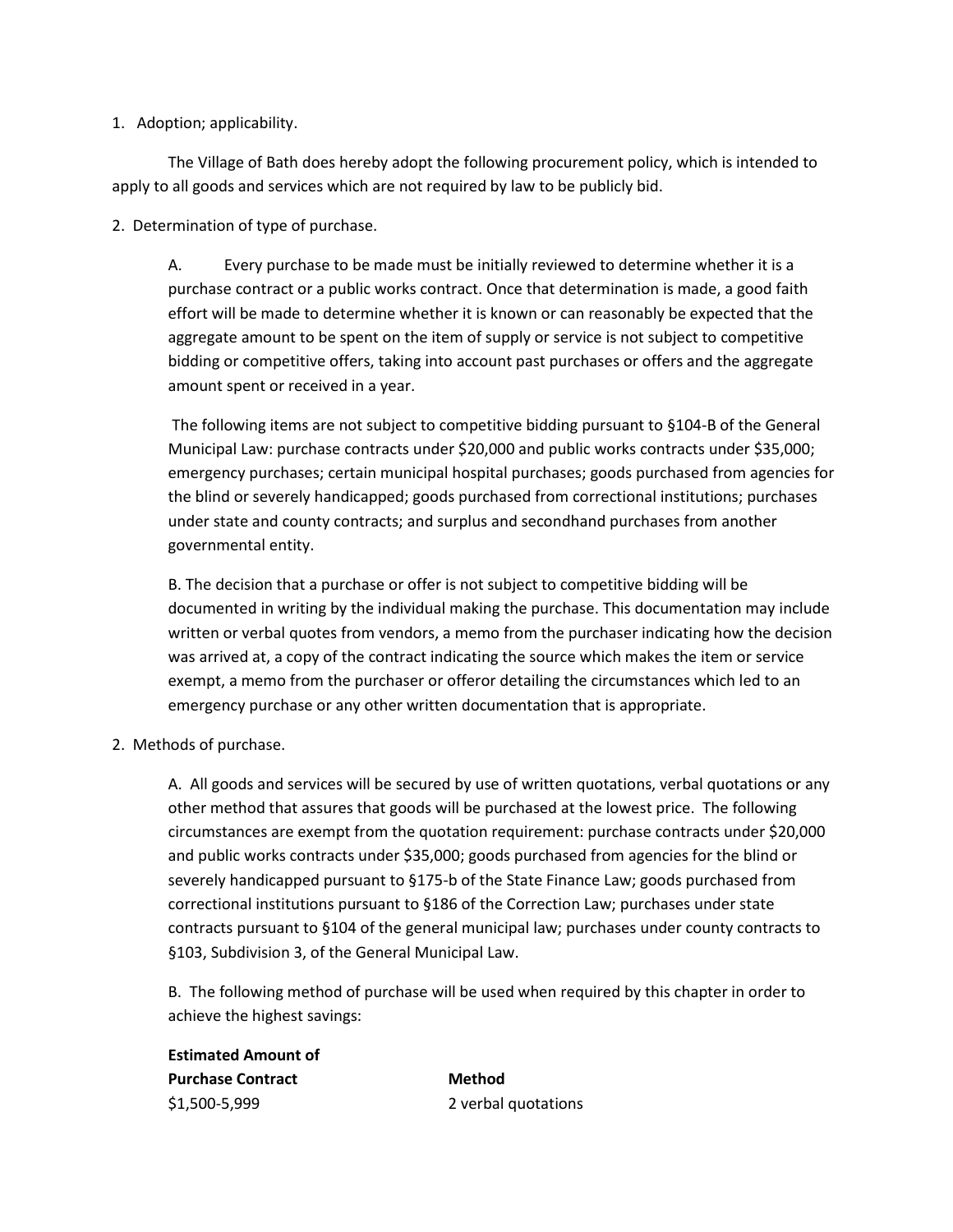1. Adoption; applicability.

The Village of Bath does hereby adopt the following procurement policy, which is intended to apply to all goods and services which are not required by law to be publicly bid.

2. Determination of type of purchase.

A. Every purchase to be made must be initially reviewed to determine whether it is a purchase contract or a public works contract. Once that determination is made, a good faith effort will be made to determine whether it is known or can reasonably be expected that the aggregate amount to be spent on the item of supply or service is not subject to competitive bidding or competitive offers, taking into account past purchases or offers and the aggregate amount spent or received in a year.

The following items are not subject to competitive bidding pursuant to §104-B of the General Municipal Law: purchase contracts under $20,000 and public works contracts under $35,000; emergency purchases; certain municipal hospital purchases; goods purchased from agencies for the blind or severely handicapped; goods purchased from correctional institutions; purchases under state and county contracts; and surplus and secondhand purchases from another governmental entity.

B. The decision that a purchase or offer is not subject to competitive bidding will be documented in writing by the individual making the purchase. This documentation may include written or verbal quotes from vendors, a memo from the purchaser indicating how the decision was arrived at, a copy of the contract indicating the source which makes the item or service exempt, a memo from the purchaser or offeror detailing the circumstances which led to an emergency purchase or any other written documentation that is appropriate.

2. Methods of purchase.

A. All goods and services will be secured by use of written quotations, verbal quotations or any other method that assures that goods will be purchased at the lowest price. The following circumstances are exempt from the quotation requirement: purchase contracts under $20,000 and public works contracts under $35,000; goods purchased from agencies for the blind or severely handicapped pursuant to §175-b of the State Finance Law; goods purchased from correctional institutions pursuant to §186 of the Correction Law; purchases under state contracts pursuant to §104 of the general municipal law; purchases under county contracts to §103, Subdivision 3, of the General Municipal Law.

B. The following method of purchase will be used when required by this chapter in order to achieve the highest savings:

| **Estimated Amount of Purchase Contract** | **Method** |
|---|---|
| $1,500-5,999 | 2 verbal quotations |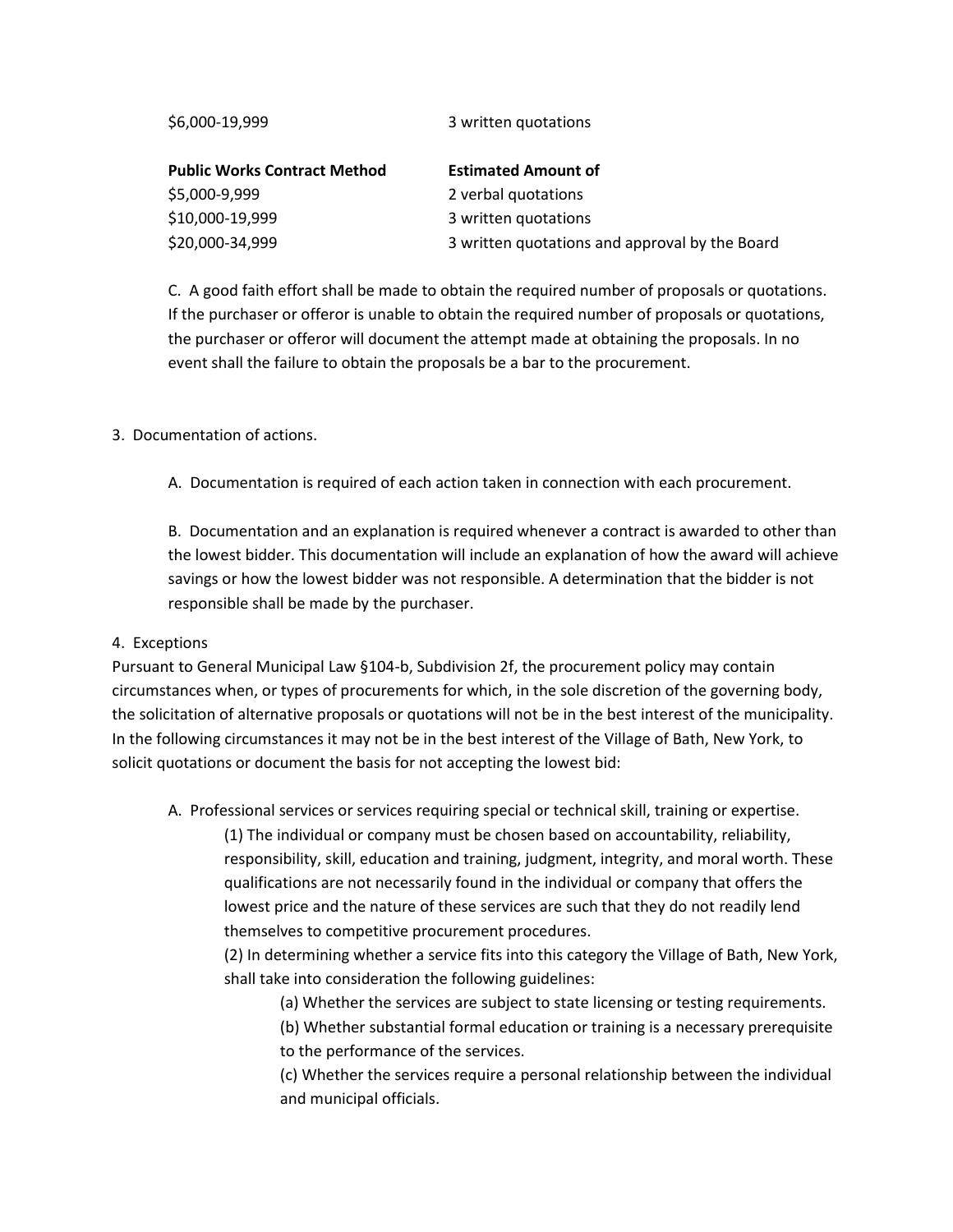| | |
|---|---|
| $6,000-19,999 | 3 written quotations |

| **Public Works Contract Method** | **Estimated Amount of** |
|---|---|
| $5,000-9,999 | 2 verbal quotations |
| $10,000-19,999 | 3 written quotations |
| $20,000-34,999 | 3 written quotations and approval by the Board |

C. A good faith effort shall be made to obtain the required number of proposals or quotations. If the purchaser or offeror is unable to obtain the required number of proposals or quotations, the purchaser or offeror will document the attempt made at obtaining the proposals. In no event shall the failure to obtain the proposals be a bar to the procurement.

3. Documentation of actions.

A. Documentation is required of each action taken in connection with each procurement.

B. Documentation and an explanation is required whenever a contract is awarded to other than the lowest bidder. This documentation will include an explanation of how the award will achieve savings or how the lowest bidder was not responsible. A determination that the bidder is not responsible shall be made by the purchaser.

4. Exceptions

Pursuant to General Municipal Law §104-b, Subdivision 2f, the procurement policy may contain circumstances when, or types of procurements for which, in the sole discretion of the governing body, the solicitation of alternative proposals or quotations will not be in the best interest of the municipality. In the following circumstances it may not be in the best interest of the Village of Bath, New York, to solicit quotations or document the basis for not accepting the lowest bid:

A. Professional services or services requiring special or technical skill, training or expertise.

(1) The individual or company must be chosen based on accountability, reliability, responsibility, skill, education and training, judgment, integrity, and moral worth. These qualifications are not necessarily found in the individual or company that offers the lowest price and the nature of these services are such that they do not readily lend themselves to competitive procurement procedures.

(2) In determining whether a service fits into this category the Village of Bath, New York, shall take into consideration the following guidelines:

(a) Whether the services are subject to state licensing or testing requirements.

(b) Whether substantial formal education or training is a necessary prerequisite to the performance of the services.

(c) Whether the services require a personal relationship between the individual and municipal officials.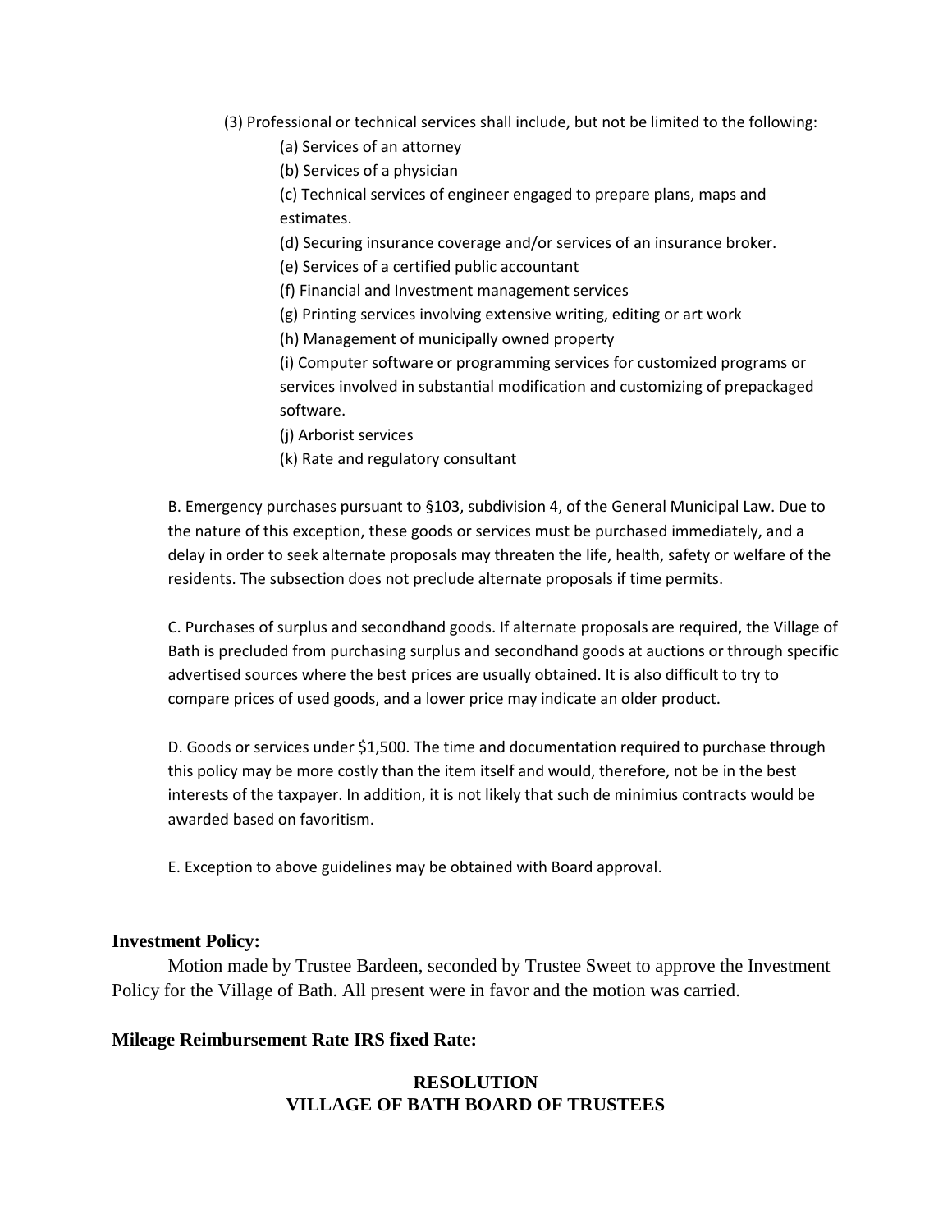(3) Professional or technical services shall include, but not be limited to the following:

(a) Services of an attorney

(b) Services of a physician

(c) Technical services of engineer engaged to prepare plans, maps and estimates.

(d) Securing insurance coverage and/or services of an insurance broker.

(e) Services of a certified public accountant

(f) Financial and Investment management services

(g) Printing services involving extensive writing, editing or art work

(h) Management of municipally owned property

(i) Computer software or programming services for customized programs or services involved in substantial modification and customizing of prepackaged software.

(j) Arborist services

(k) Rate and regulatory consultant

B. Emergency purchases pursuant to §103, subdivision 4, of the General Municipal Law. Due to the nature of this exception, these goods or services must be purchased immediately, and a delay in order to seek alternate proposals may threaten the life, health, safety or welfare of the residents. The subsection does not preclude alternate proposals if time permits.

C. Purchases of surplus and secondhand goods. If alternate proposals are required, the Village of Bath is precluded from purchasing surplus and secondhand goods at auctions or through specific advertised sources where the best prices are usually obtained. It is also difficult to try to compare prices of used goods, and a lower price may indicate an older product.

D. Goods or services under $1,500. The time and documentation required to purchase through this policy may be more costly than the item itself and would, therefore, not be in the best interests of the taxpayer. In addition, it is not likely that such de minimius contracts would be awarded based on favoritism.

E. Exception to above guidelines may be obtained with Board approval.

**Investment Policy:**

Motion made by Trustee Bardeen, seconded by Trustee Sweet to approve the Investment Policy for the Village of Bath. All present were in favor and the motion was carried.

**Mileage Reimbursement Rate IRS fixed Rate:**

**RESOLUTION**
**VILLAGE OF BATH BOARD OF TRUSTEES**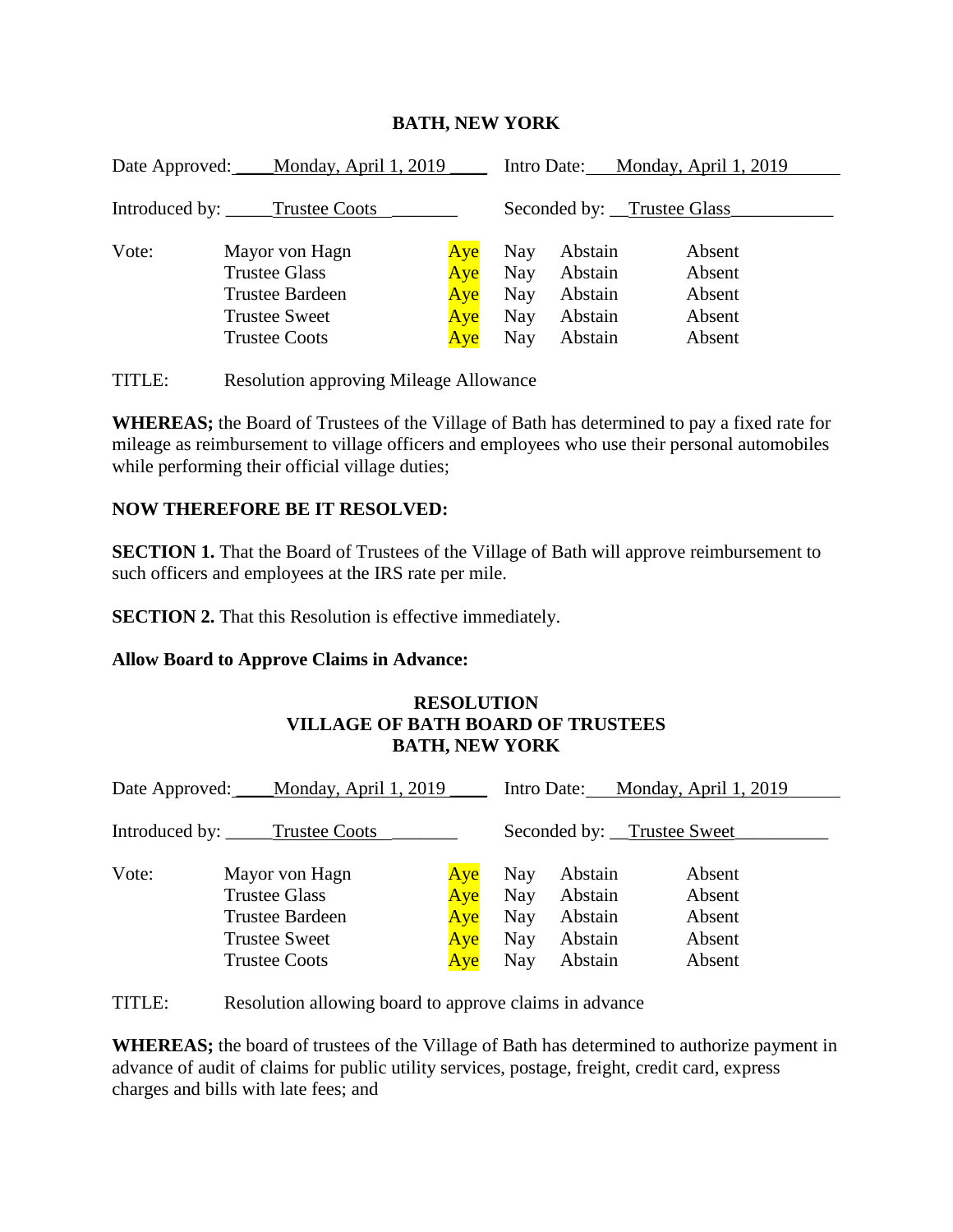**BATH, NEW YORK**

Date Approved: Monday, April 1, 2019 Intro Date: Monday, April 1, 2019

Introduced by: Trustee Coots Seconded by: Trustee Glass

| Vote: | | | | | |
|---|---|---|---|---|---|
| | Mayor von Hagn | Aye | Nay | Abstain | Absent |
| | Trustee Glass | Aye | Nay | Abstain | Absent |
| | Trustee Bardeen | Aye | Nay | Abstain | Absent |
| | Trustee Sweet | Aye | Nay | Abstain | Absent |
| | Trustee Coots | Aye | Nay | Abstain | Absent |

TITLE: Resolution approving Mileage Allowance

**WHEREAS;** the Board of Trustees of the Village of Bath has determined to pay a fixed rate for mileage as reimbursement to village officers and employees who use their personal automobiles while performing their official village duties;

**NOW THEREFORE BE IT RESOLVED:**

**SECTION 1.** That the Board of Trustees of the Village of Bath will approve reimbursement to such officers and employees at the IRS rate per mile.

**SECTION 2.** That this Resolution is effective immediately.

**Allow Board to Approve Claims in Advance:**

**RESOLUTION**
**VILLAGE OF BATH BOARD OF TRUSTEES**
**BATH, NEW YORK**

Date Approved: Monday, April 1, 2019 Intro Date: Monday, April 1, 2019

Introduced by: Trustee Coots Seconded by: Trustee Sweet

| Vote: | | | | | |
|---|---|---|---|---|---|
| | Mayor von Hagn | Aye | Nay | Abstain | Absent |
| | Trustee Glass | Aye | Nay | Abstain | Absent |
| | Trustee Bardeen | Aye | Nay | Abstain | Absent |
| | Trustee Sweet | Aye | Nay | Abstain | Absent |
| | Trustee Coots | Aye | Nay | Abstain | Absent |

TITLE: Resolution allowing board to approve claims in advance

**WHEREAS;** the board of trustees of the Village of Bath has determined to authorize payment in advance of audit of claims for public utility services, postage, freight, credit card, express charges and bills with late fees; and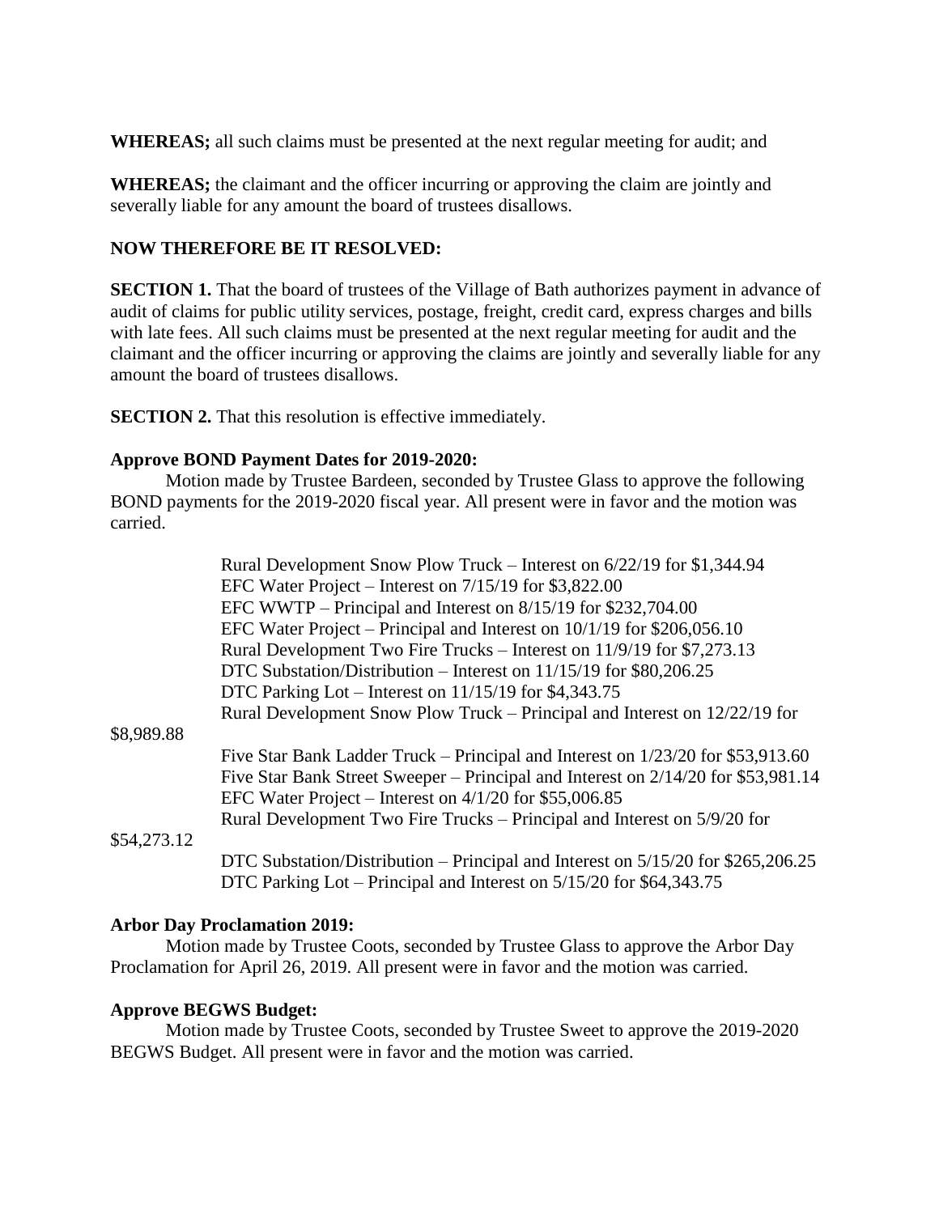**WHEREAS;** all such claims must be presented at the next regular meeting for audit; and

**WHEREAS;** the claimant and the officer incurring or approving the claim are jointly and severally liable for any amount the board of trustees disallows.

**NOW THEREFORE BE IT RESOLVED:**

**SECTION 1.** That the board of trustees of the Village of Bath authorizes payment in advance of audit of claims for public utility services, postage, freight, credit card, express charges and bills with late fees. All such claims must be presented at the next regular meeting for audit and the claimant and the officer incurring or approving the claims are jointly and severally liable for any amount the board of trustees disallows.

**SECTION 2.** That this resolution is effective immediately.

**Approve BOND Payment Dates for 2019-2020:**

Motion made by Trustee Bardeen, seconded by Trustee Glass to approve the following BOND payments for the 2019-2020 fiscal year. All present were in favor and the motion was carried.

Rural Development Snow Plow Truck – Interest on 6/22/19 for $1,344.94
EFC Water Project – Interest on 7/15/19 for $3,822.00
EFC WWTP – Principal and Interest on 8/15/19 for $232,704.00
EFC Water Project – Principal and Interest on 10/1/19 for $206,056.10
Rural Development Two Fire Trucks – Interest on 11/9/19 for $7,273.13
DTC Substation/Distribution – Interest on 11/15/19 for $80,206.25
DTC Parking Lot – Interest on 11/15/19 for $4,343.75
Rural Development Snow Plow Truck – Principal and Interest on 12/22/19 for $8,989.88
Five Star Bank Ladder Truck – Principal and Interest on 1/23/20 for $53,913.60
Five Star Bank Street Sweeper – Principal and Interest on 2/14/20 for $53,981.14
EFC Water Project – Interest on 4/1/20 for $55,006.85
Rural Development Two Fire Trucks – Principal and Interest on 5/9/20 for $54,273.12
DTC Substation/Distribution – Principal and Interest on 5/15/20 for $265,206.25
DTC Parking Lot – Principal and Interest on 5/15/20 for $64,343.75

**Arbor Day Proclamation 2019:**

Motion made by Trustee Coots, seconded by Trustee Glass to approve the Arbor Day Proclamation for April 26, 2019. All present were in favor and the motion was carried.

**Approve BEGWS Budget:**

Motion made by Trustee Coots, seconded by Trustee Sweet to approve the 2019-2020 BEGWS Budget. All present were in favor and the motion was carried.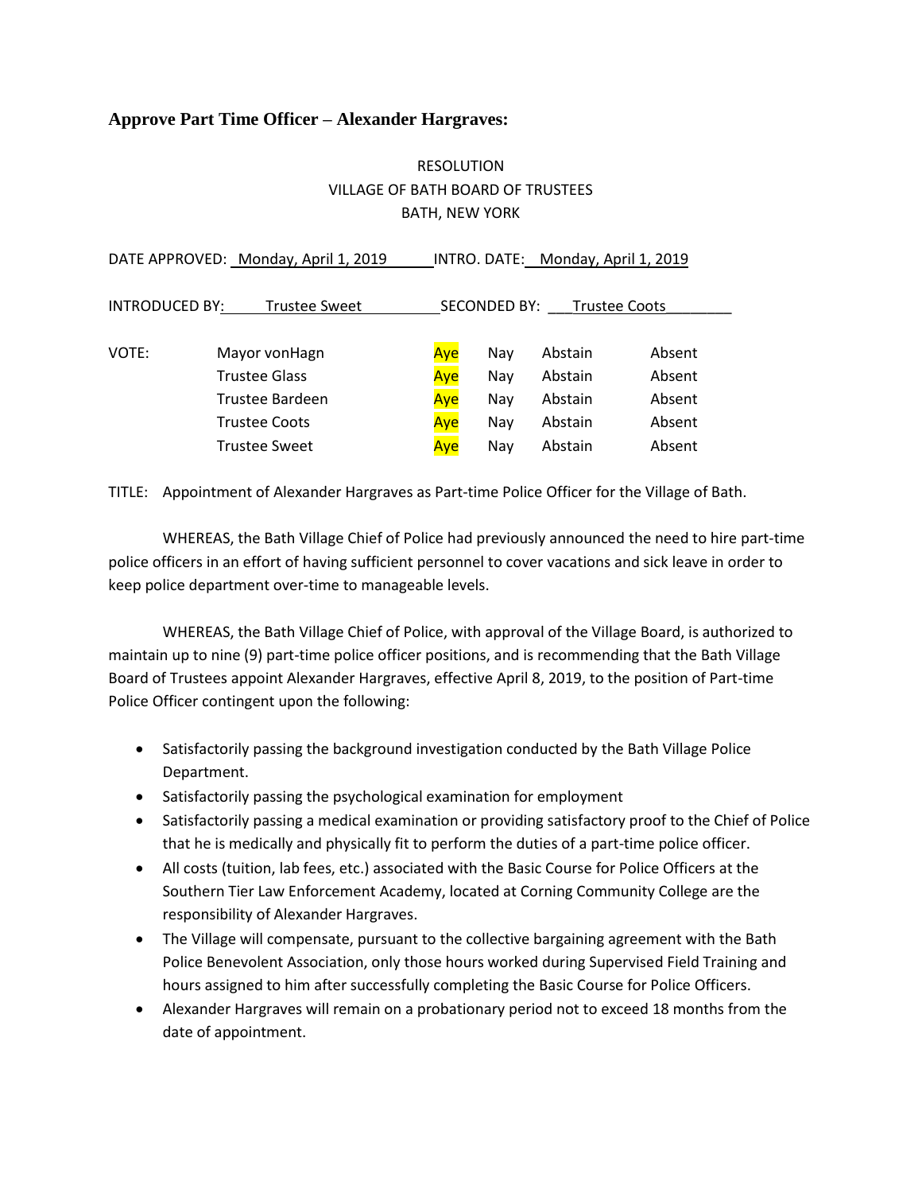### **Approve Part Time Officer – Alexander Hargraves:**

RESOLUTION
VILLAGE OF BATH BOARD OF TRUSTEES
BATH, NEW YORK

DATE APPROVED: Monday, April 1, 2019 INTRO. DATE: Monday, April 1, 2019

INTRODUCED BY: Trustee Sweet SECONDED BY: Trustee Coots

| VOTE: | | | | | |
|---|---|---|---|---|---|
| | Mayor vonHagn | Aye | Nay | Abstain | Absent |
| | Trustee Glass | Aye | Nay | Abstain | Absent |
| | Trustee Bardeen | Aye | Nay | Abstain | Absent |
| | Trustee Coots | Aye | Nay | Abstain | Absent |
| | Trustee Sweet | Aye | Nay | Abstain | Absent |

TITLE: Appointment of Alexander Hargraves as Part-time Police Officer for the Village of Bath.

WHEREAS, the Bath Village Chief of Police had previously announced the need to hire part-time police officers in an effort of having sufficient personnel to cover vacations and sick leave in order to keep police department over-time to manageable levels.

WHEREAS, the Bath Village Chief of Police, with approval of the Village Board, is authorized to maintain up to nine (9) part-time police officer positions, and is recommending that the Bath Village Board of Trustees appoint Alexander Hargraves, effective April 8, 2019, to the position of Part-time Police Officer contingent upon the following:

- Satisfactorily passing the background investigation conducted by the Bath Village Police Department.
- Satisfactorily passing the psychological examination for employment
- Satisfactorily passing a medical examination or providing satisfactory proof to the Chief of Police that he is medically and physically fit to perform the duties of a part-time police officer.
- All costs (tuition, lab fees, etc.) associated with the Basic Course for Police Officers at the Southern Tier Law Enforcement Academy, located at Corning Community College are the responsibility of Alexander Hargraves.
- The Village will compensate, pursuant to the collective bargaining agreement with the Bath Police Benevolent Association, only those hours worked during Supervised Field Training and hours assigned to him after successfully completing the Basic Course for Police Officers.
- Alexander Hargraves will remain on a probationary period not to exceed 18 months from the date of appointment.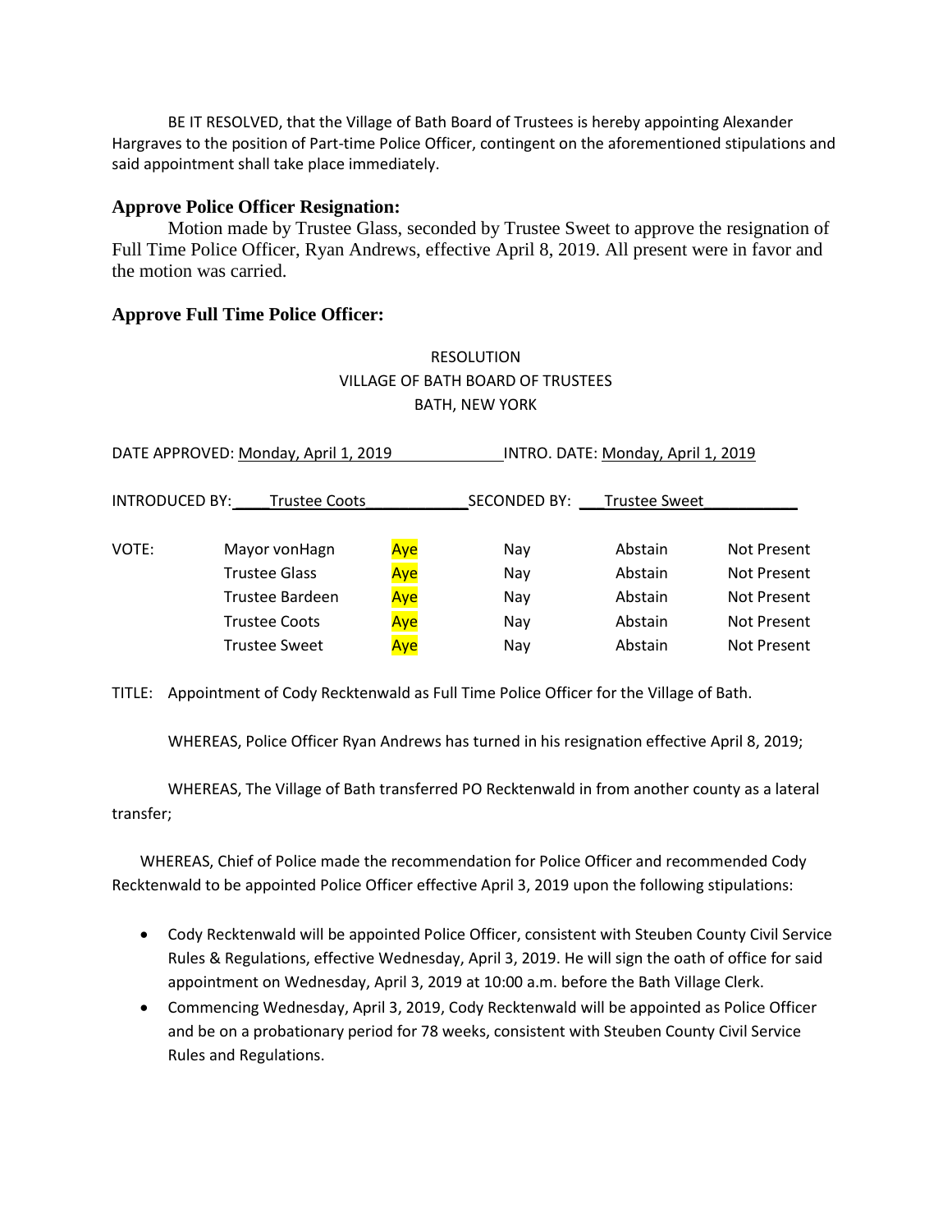BE IT RESOLVED, that the Village of Bath Board of Trustees is hereby appointing Alexander Hargraves to the position of Part-time Police Officer, contingent on the aforementioned stipulations and said appointment shall take place immediately.

### Approve Police Officer Resignation:

Motion made by Trustee Glass, seconded by Trustee Sweet to approve the resignation of Full Time Police Officer, Ryan Andrews, effective April 8, 2019. All present were in favor and the motion was carried.

### Approve Full Time Police Officer:

RESOLUTION
VILLAGE OF BATH BOARD OF TRUSTEES
BATH, NEW YORK

DATE APPROVED: Monday, April 1, 2019 INTRO. DATE: Monday, April 1, 2019

INTRODUCED BY: Trustee Coots SECONDED BY: Trustee Sweet

| VOTE: | | | | | |
|---|---|---|---|---|---|
| | Mayor vonHagn | Aye | Nay | Abstain | Not Present |
| | Trustee Glass | Aye | Nay | Abstain | Not Present |
| | Trustee Bardeen | Aye | Nay | Abstain | Not Present |
| | Trustee Coots | Aye | Nay | Abstain | Not Present |
| | Trustee Sweet | Aye | Nay | Abstain | Not Present |

TITLE: Appointment of Cody Recktenwald as Full Time Police Officer for the Village of Bath.

WHEREAS, Police Officer Ryan Andrews has turned in his resignation effective April 8, 2019;

WHEREAS, The Village of Bath transferred PO Recktenwald in from another county as a lateral transfer;

WHEREAS, Chief of Police made the recommendation for Police Officer and recommended Cody Recktenwald to be appointed Police Officer effective April 3, 2019 upon the following stipulations:

- Cody Recktenwald will be appointed Police Officer, consistent with Steuben County Civil Service Rules & Regulations, effective Wednesday, April 3, 2019. He will sign the oath of office for said appointment on Wednesday, April 3, 2019 at 10:00 a.m. before the Bath Village Clerk.
- Commencing Wednesday, April 3, 2019, Cody Recktenwald will be appointed as Police Officer and be on a probationary period for 78 weeks, consistent with Steuben County Civil Service Rules and Regulations.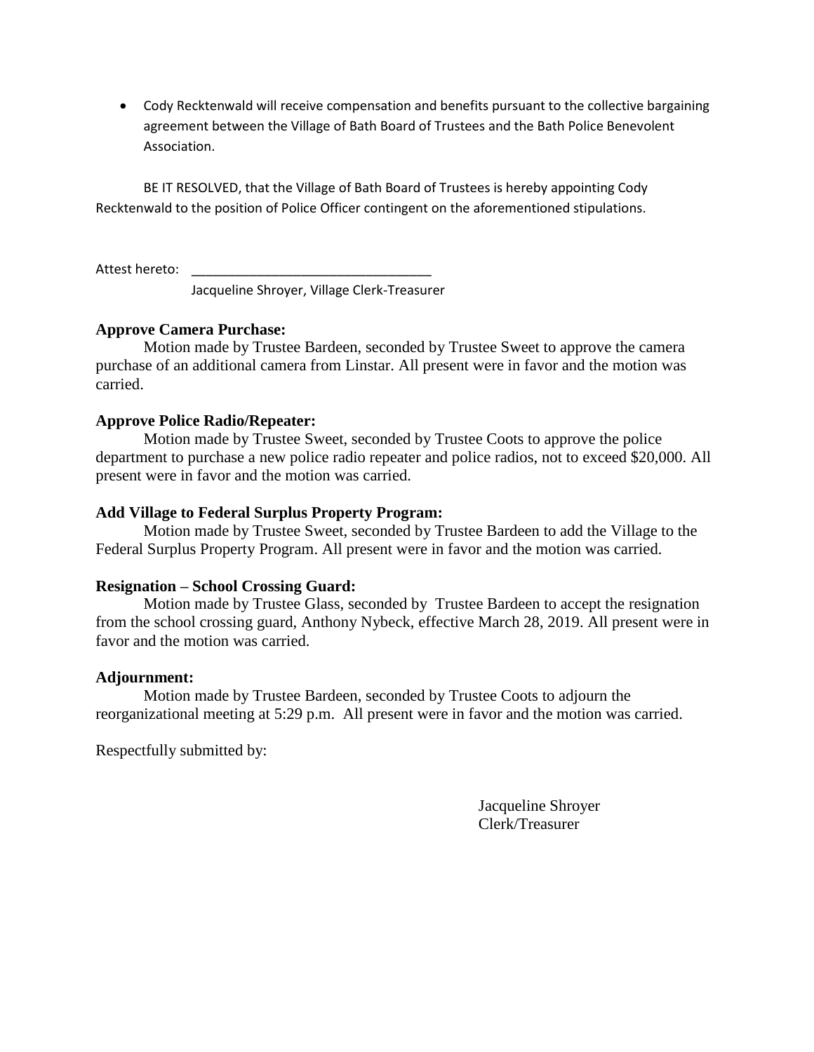- Cody Recktenwald will receive compensation and benefits pursuant to the collective bargaining agreement between the Village of Bath Board of Trustees and the Bath Police Benevolent Association.

BE IT RESOLVED, that the Village of Bath Board of Trustees is hereby appointing Cody Recktenwald to the position of Police Officer contingent on the aforementioned stipulations.

Attest hereto: \_\_\_\_\_\_\_\_\_\_\_\_\_\_\_\_\_\_\_\_\_\_\_\_\_\_\_\_\_\_\_\_\_\_

Jacqueline Shroyer, Village Clerk-Treasurer

**Approve Camera Purchase:**

Motion made by Trustee Bardeen, seconded by Trustee Sweet to approve the camera purchase of an additional camera from Linstar. All present were in favor and the motion was carried.

**Approve Police Radio/Repeater:**

Motion made by Trustee Sweet, seconded by Trustee Coots to approve the police department to purchase a new police radio repeater and police radios, not to exceed $20,000. All present were in favor and the motion was carried.

**Add Village to Federal Surplus Property Program:**

Motion made by Trustee Sweet, seconded by Trustee Bardeen to add the Village to the Federal Surplus Property Program. All present were in favor and the motion was carried.

**Resignation – School Crossing Guard:**

Motion made by Trustee Glass, seconded by Trustee Bardeen to accept the resignation from the school crossing guard, Anthony Nybeck, effective March 28, 2019. All present were in favor and the motion was carried.

**Adjournment:**

Motion made by Trustee Bardeen, seconded by Trustee Coots to adjourn the reorganizational meeting at 5:29 p.m. All present were in favor and the motion was carried.

Respectfully submitted by:

Jacqueline Shroyer
Clerk/Treasurer